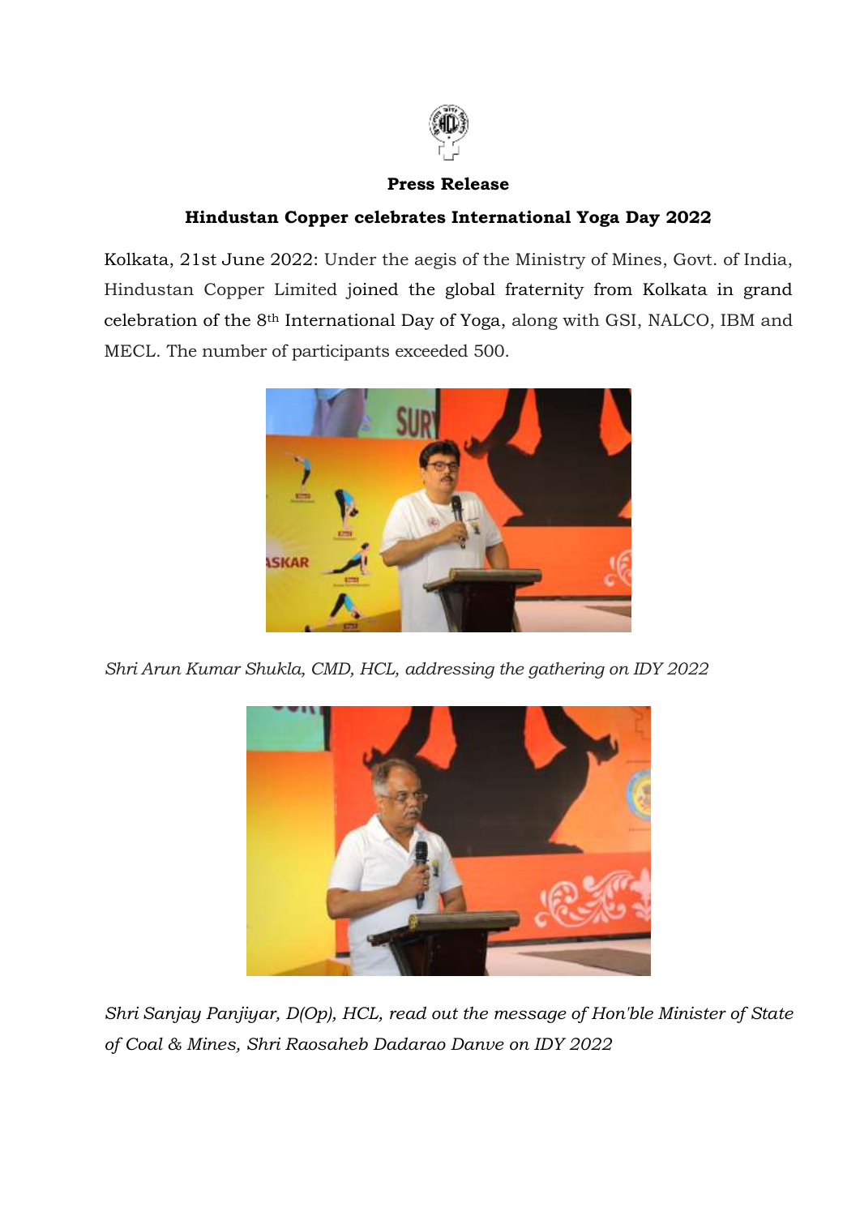**Press Release**

**Hindustan Copper celebrates International Yoga Day 2022**

Kolkata, 21st June 2022: Under the aegis of the Ministry of Mines, Govt. of India, Hindustan Copper Limited joined the global fraternity from Kolkata in grand celebration of the 8th International Day of Yoga, along with GSI, NALCO, IBM and MECL. The number of participants exceeded 500.

*Shri Arun Kumar Shukla, CMD, HCL, addressing the gathering on IDY 2022*

*Shri Sanjay Panjiyar, D(Op), HCL, read out the message of Hon'ble Minister of State of Coal & Mines, Shri Raosaheb Dadarao Danve on IDY 2022*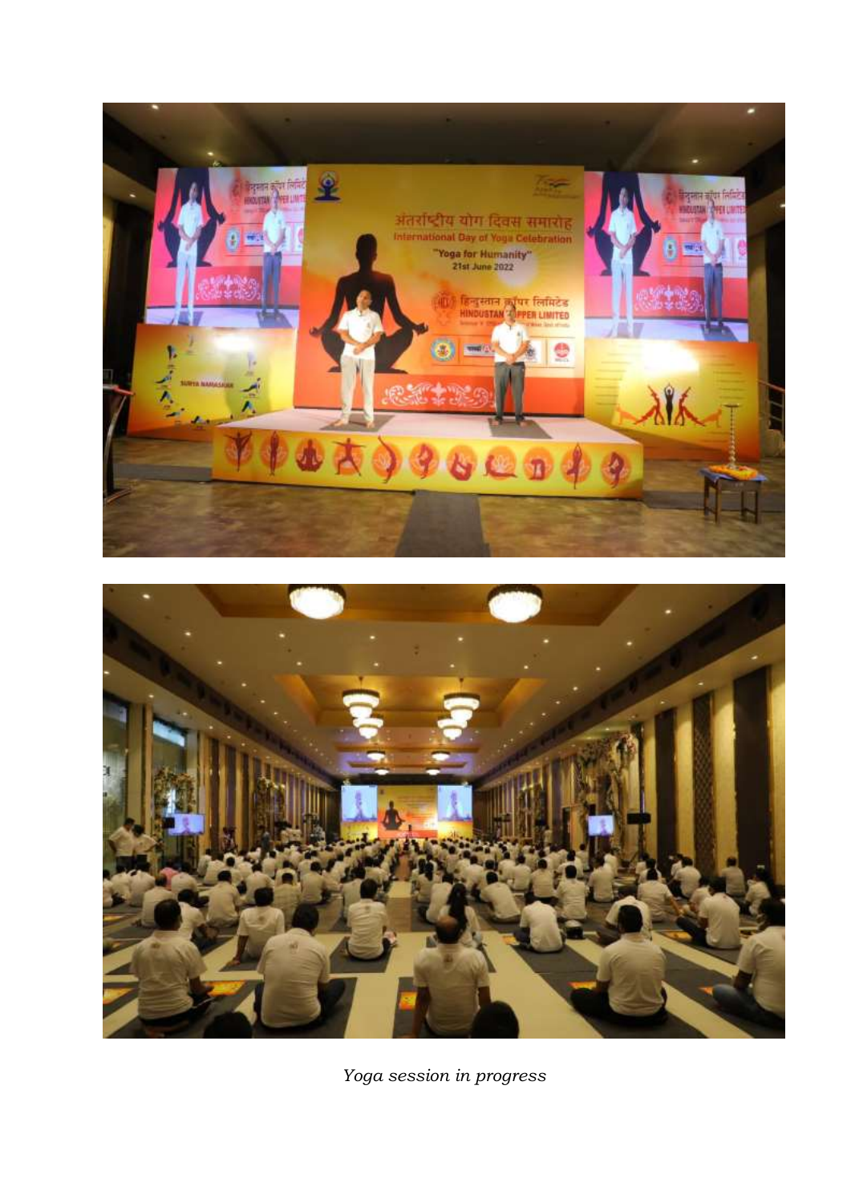*Yoga session in progress*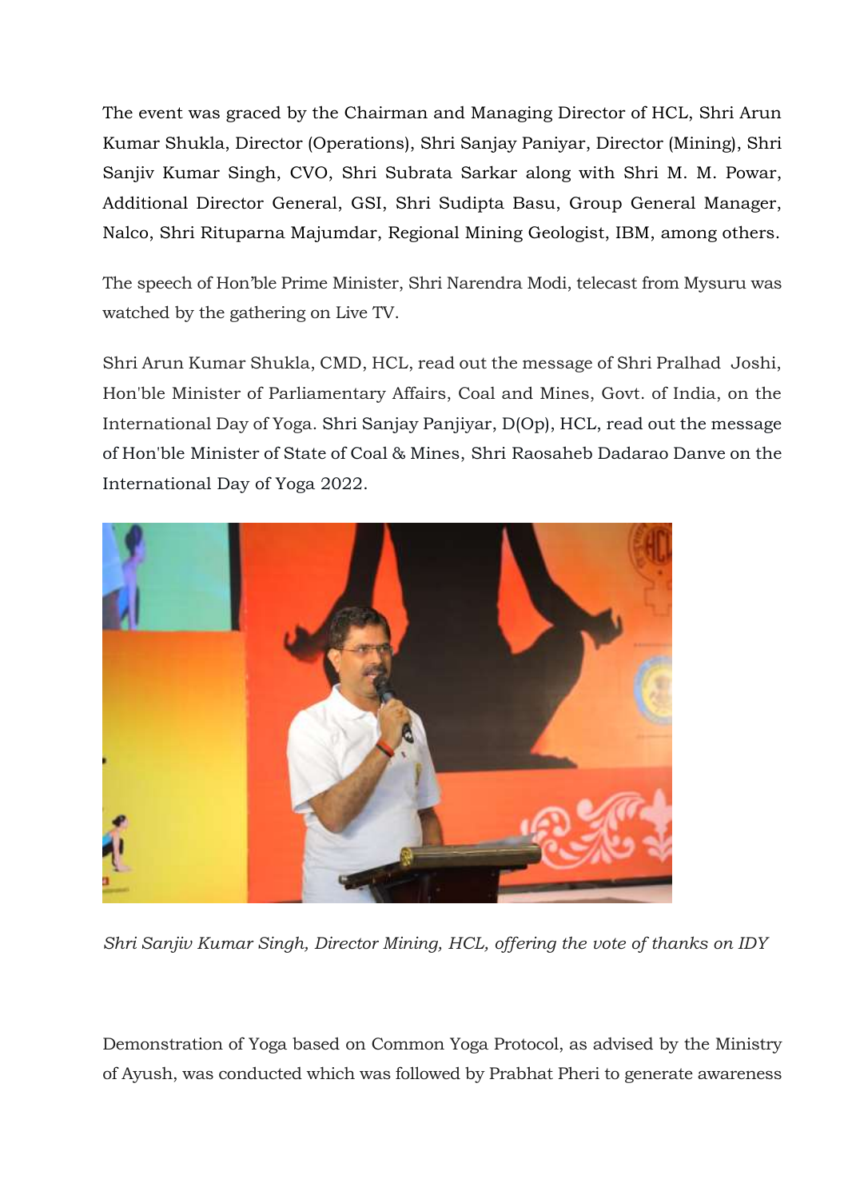The event was graced by the Chairman and Managing Director of HCL, Shri Arun Kumar Shukla, Director (Operations), Shri Sanjay Paniyar, Director (Mining), Shri Sanjiv Kumar Singh, CVO, Shri Subrata Sarkar along with Shri M. M. Powar, Additional Director General, GSI, Shri Sudipta Basu, Group General Manager, Nalco, Shri Rituparna Majumdar, Regional Mining Geologist, IBM, among others.

The speech of Hon'ble Prime Minister, Shri Narendra Modi, telecast from Mysuru was watched by the gathering on Live TV.

Shri Arun Kumar Shukla, CMD, HCL, read out the message of Shri Pralhad Joshi, Hon'ble Minister of Parliamentary Affairs, Coal and Mines, Govt. of India, on the International Day of Yoga. Shri Sanjay Panjiyar, D(Op), HCL, read out the message of Hon'ble Minister of State of Coal & Mines, Shri Raosaheb Dadarao Danve on the International Day of Yoga 2022.

*Shri Sanjiv Kumar Singh, Director Mining, HCL, offering the vote of thanks on IDY*

Demonstration of Yoga based on Common Yoga Protocol, as advised by the Ministry of Ayush, was conducted which was followed by Prabhat Pheri to generate awareness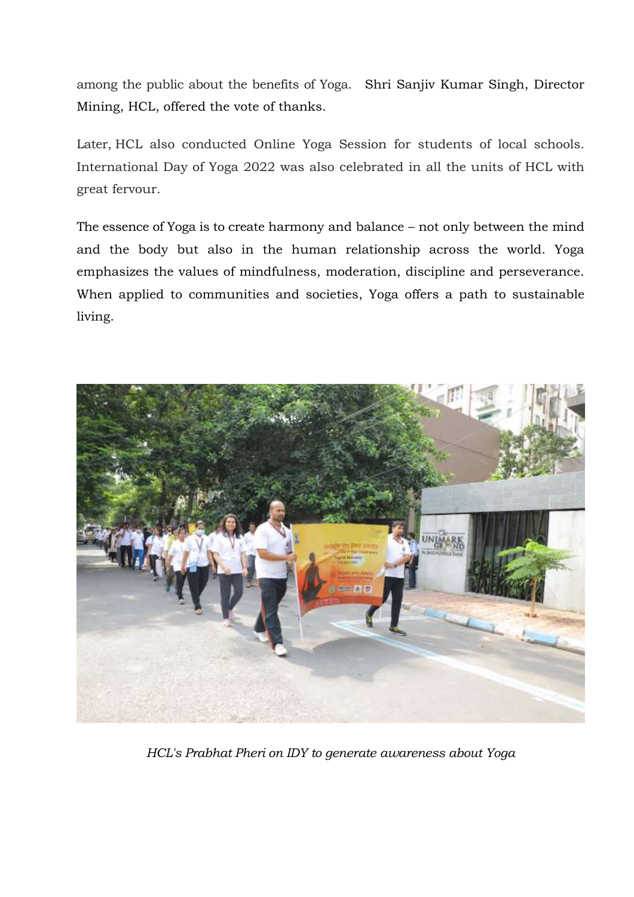among the public about the benefits of Yoga. Shri Sanjiv Kumar Singh, Director Mining, HCL, offered the vote of thanks.

Later, HCL also conducted Online Yoga Session for students of local schools. International Day of Yoga 2022 was also celebrated in all the units of HCL with great fervour.

The essence of Yoga is to create harmony and balance – not only between the mind and the body but also in the human relationship across the world. Yoga emphasizes the values of mindfulness, moderation, discipline and perseverance. When applied to communities and societies, Yoga offers a path to sustainable living.

*HCL's Prabhat Pheri on IDY to generate awareness about Yoga*